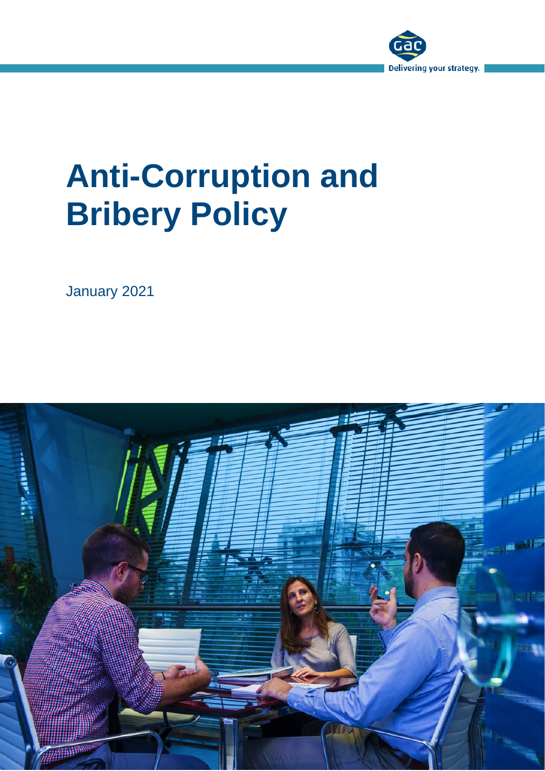# Anti-Corruption and Bribery Policy

January 2021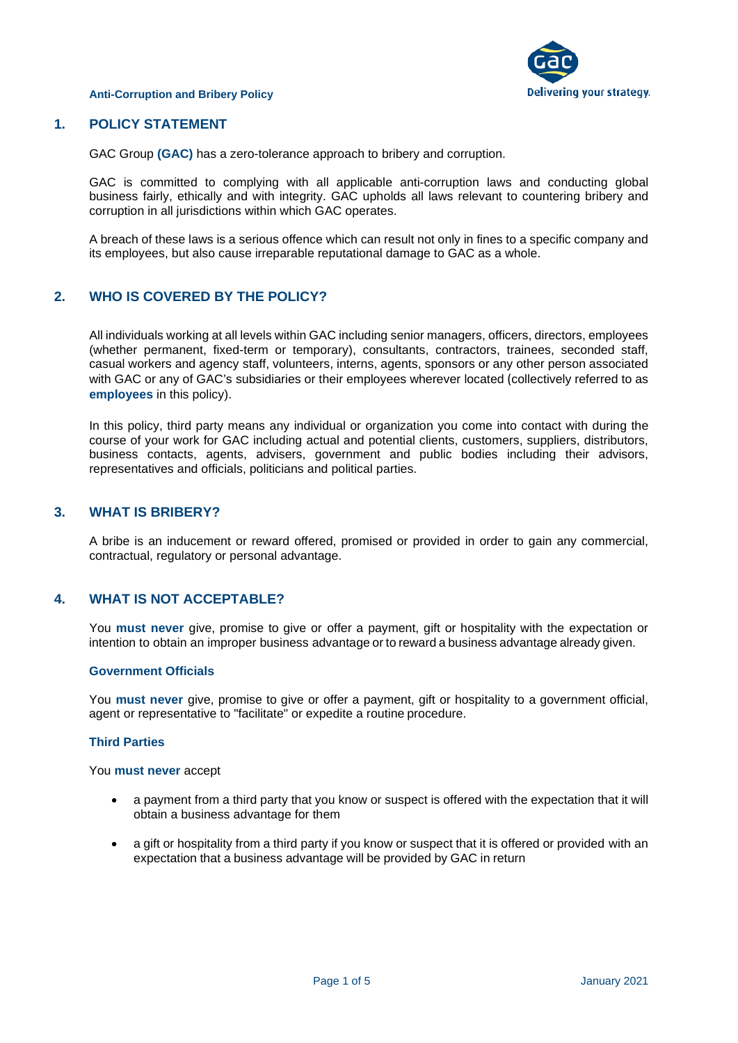## 1. POLICY STATEMENT

GAC Group **(GAC)** has a zero-tolerance approach to bribery and corruption.

GAC is committed to complying with all applicable anti-corruption laws and conducting global business fairly, ethically and with integrity. GAC upholds all laws relevant to countering bribery and corruption in all jurisdictions within which GAC operates.

A breach of these laws is a serious offence which can result not only in fines to a specific company and its employees, but also cause irreparable reputational damage to GAC as a whole.

## 2. WHO IS COVERED BY THE POLICY?

All individuals working at all levels within GAC including senior managers, officers, directors, employees (whether permanent, fixed-term or temporary), consultants, contractors, trainees, seconded staff, casual workers and agency staff, volunteers, interns, agents, sponsors or any other person associated with GAC or any of GAC's subsidiaries or their employees wherever located (collectively referred to as **employees** in this policy).

In this policy, third party means any individual or organization you come into contact with during the course of your work for GAC including actual and potential clients, customers, suppliers, distributors, business contacts, agents, advisers, government and public bodies including their advisors, representatives and officials, politicians and political parties.

## 3. WHAT IS BRIBERY?

A bribe is an inducement or reward offered, promised or provided in order to gain any commercial, contractual, regulatory or personal advantage.

## 4. WHAT IS NOT ACCEPTABLE?

You **must never** give, promise to give or offer a payment, gift or hospitality with the expectation or intention to obtain an improper business advantage or to reward a business advantage already given.

### Government Officials

You **must never** give, promise to give or offer a payment, gift or hospitality to a government official, agent or representative to "facilitate" or expedite a routine procedure.

### Third Parties

You **must never** accept

- a payment from a third party that you know or suspect is offered with the expectation that it will obtain a business advantage for them
- a gift or hospitality from a third party if you know or suspect that it is offered or provided with an expectation that a business advantage will be provided by GAC in return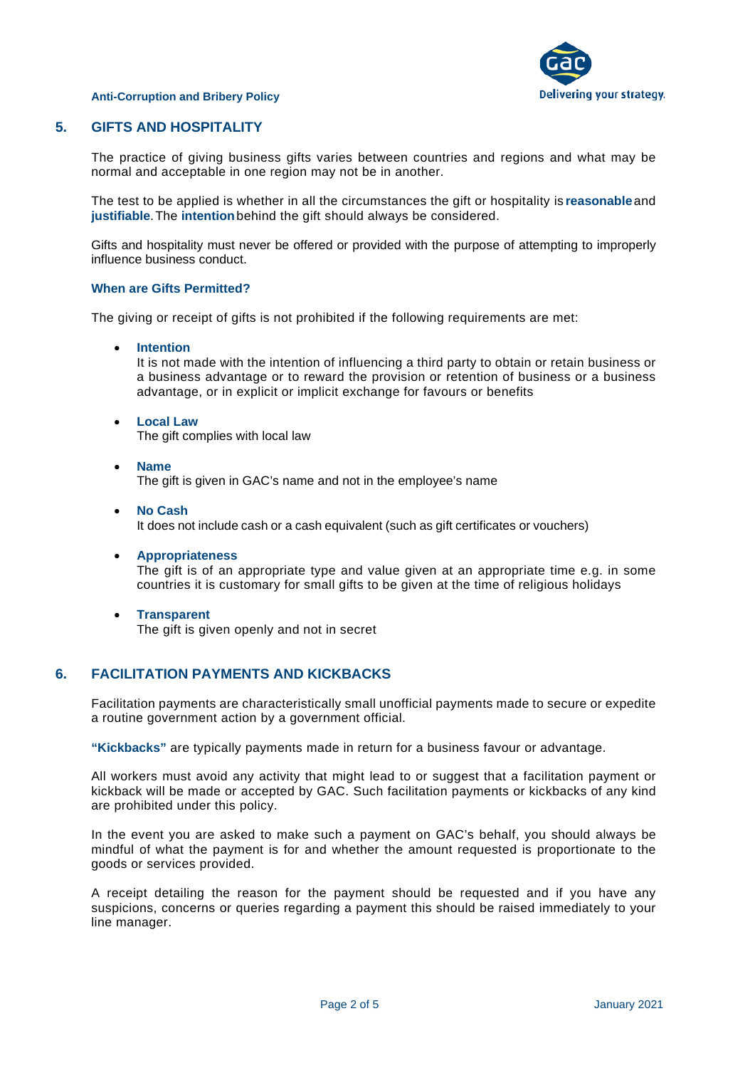## 5. GIFTS AND HOSPITALITY

The practice of giving business gifts varies between countries and regions and what may be normal and acceptable in one region may not be in another.

The test to be applied is whether in all the circumstances the gift or hospitality is **reasonable** and **justifiable**. The **intention** behind the gift should always be considered.

Gifts and hospitality must never be offered or provided with the purpose of attempting to improperly influence business conduct.

### When are Gifts Permitted?

The giving or receipt of gifts is not prohibited if the following requirements are met:

- **Intention**
  It is not made with the intention of influencing a third party to obtain or retain business or a business advantage or to reward the provision or retention of business or a business advantage, or in explicit or implicit exchange for favours or benefits

- **Local Law**
  The gift complies with local law

- **Name**
  The gift is given in GAC's name and not in the employee's name

- **No Cash**
  It does not include cash or a cash equivalent (such as gift certificates or vouchers)

- **Appropriateness**
  The gift is of an appropriate type and value given at an appropriate time e.g. in some countries it is customary for small gifts to be given at the time of religious holidays

- **Transparent**
  The gift is given openly and not in secret

## 6. FACILITATION PAYMENTS AND KICKBACKS

Facilitation payments are characteristically small unofficial payments made to secure or expedite a routine government action by a government official.

**"Kickbacks"** are typically payments made in return for a business favour or advantage.

All workers must avoid any activity that might lead to or suggest that a facilitation payment or kickback will be made or accepted by GAC. Such facilitation payments or kickbacks of any kind are prohibited under this policy.

In the event you are asked to make such a payment on GAC's behalf, you should always be mindful of what the payment is for and whether the amount requested is proportionate to the goods or services provided.

A receipt detailing the reason for the payment should be requested and if you have any suspicions, concerns or queries regarding a payment this should be raised immediately to your line manager.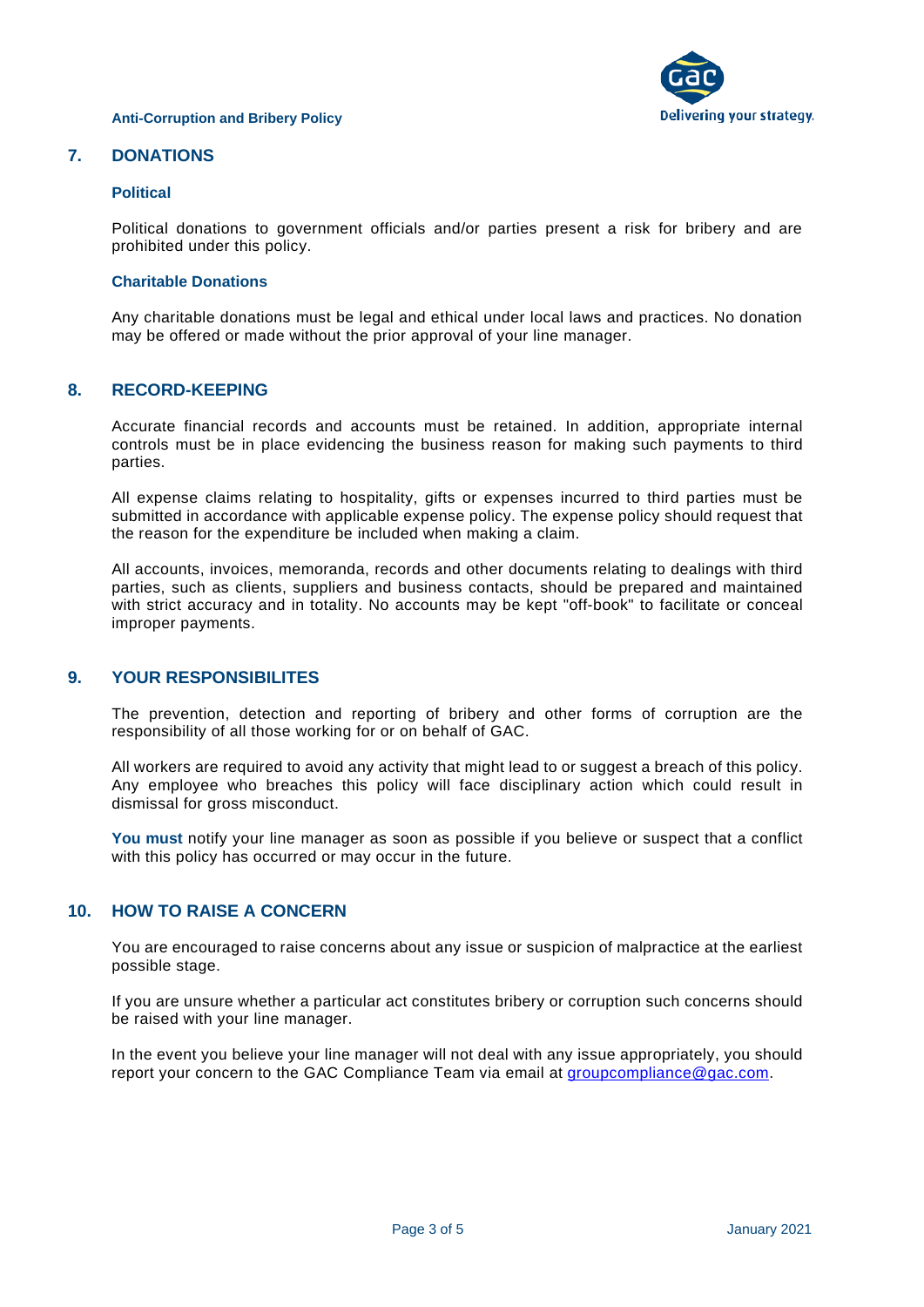## 7. DONATIONS

### Political

Political donations to government officials and/or parties present a risk for bribery and are prohibited under this policy.

### Charitable Donations

Any charitable donations must be legal and ethical under local laws and practices. No donation may be offered or made without the prior approval of your line manager.

## 8. RECORD-KEEPING

Accurate financial records and accounts must be retained. In addition, appropriate internal controls must be in place evidencing the business reason for making such payments to third parties.

All expense claims relating to hospitality, gifts or expenses incurred to third parties must be submitted in accordance with applicable expense policy. The expense policy should request that the reason for the expenditure be included when making a claim.

All accounts, invoices, memoranda, records and other documents relating to dealings with third parties, such as clients, suppliers and business contacts, should be prepared and maintained with strict accuracy and in totality. No accounts may be kept "off-book" to facilitate or conceal improper payments.

## 9. YOUR RESPONSIBILITES

The prevention, detection and reporting of bribery and other forms of corruption are the responsibility of all those working for or on behalf of GAC.

All workers are required to avoid any activity that might lead to or suggest a breach of this policy. Any employee who breaches this policy will face disciplinary action which could result in dismissal for gross misconduct.

**You must** notify your line manager as soon as possible if you believe or suspect that a conflict with this policy has occurred or may occur in the future.

## 10. HOW TO RAISE A CONCERN

You are encouraged to raise concerns about any issue or suspicion of malpractice at the earliest possible stage.

If you are unsure whether a particular act constitutes bribery or corruption such concerns should be raised with your line manager.

In the event you believe your line manager will not deal with any issue appropriately, you should report your concern to the GAC Compliance Team via email at groupcompliance@gac.com.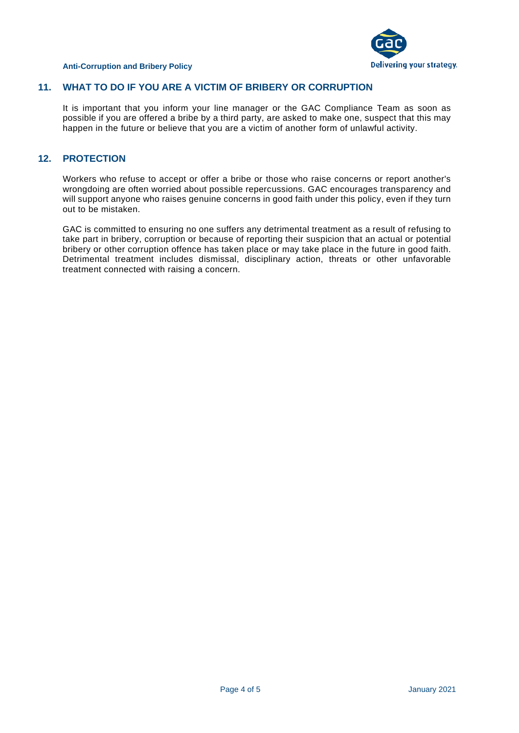## 11. WHAT TO DO IF YOU ARE A VICTIM OF BRIBERY OR CORRUPTION

It is important that you inform your line manager or the GAC Compliance Team as soon as possible if you are offered a bribe by a third party, are asked to make one, suspect that this may happen in the future or believe that you are a victim of another form of unlawful activity.

## 12. PROTECTION

Workers who refuse to accept or offer a bribe or those who raise concerns or report another's wrongdoing are often worried about possible repercussions. GAC encourages transparency and will support anyone who raises genuine concerns in good faith under this policy, even if they turn out to be mistaken.

GAC is committed to ensuring no one suffers any detrimental treatment as a result of refusing to take part in bribery, corruption or because of reporting their suspicion that an actual or potential bribery or other corruption offence has taken place or may take place in the future in good faith. Detrimental treatment includes dismissal, disciplinary action, threats or other unfavorable treatment connected with raising a concern.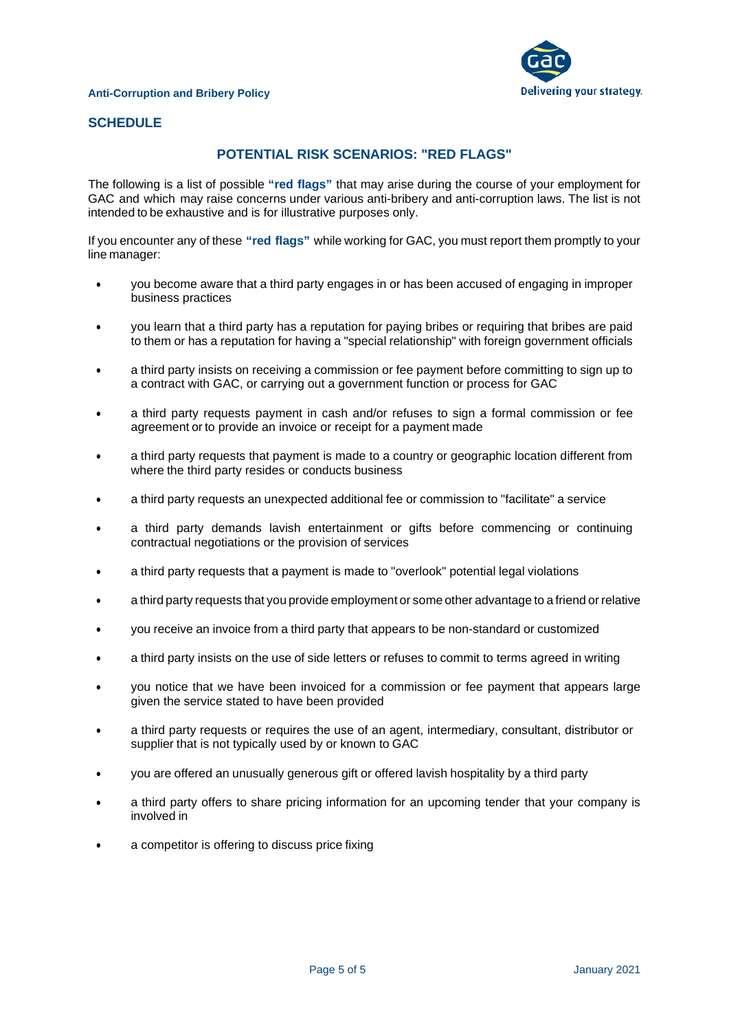## SCHEDULE

### POTENTIAL RISK SCENARIOS: "RED FLAGS"

The following is a list of possible **"red flags"** that may arise during the course of your employment for GAC and which may raise concerns under various anti-bribery and anti-corruption laws. The list is not intended to be exhaustive and is for illustrative purposes only.

If you encounter any of these **"red flags"** while working for GAC, you must report them promptly to your line manager:

- you become aware that a third party engages in or has been accused of engaging in improper business practices
- you learn that a third party has a reputation for paying bribes or requiring that bribes are paid to them or has a reputation for having a "special relationship" with foreign government officials
- a third party insists on receiving a commission or fee payment before committing to sign up to a contract with GAC, or carrying out a government function or process for GAC
- a third party requests payment in cash and/or refuses to sign a formal commission or fee agreement or to provide an invoice or receipt for a payment made
- a third party requests that payment is made to a country or geographic location different from where the third party resides or conducts business
- a third party requests an unexpected additional fee or commission to "facilitate" a service
- a third party demands lavish entertainment or gifts before commencing or continuing contractual negotiations or the provision of services
- a third party requests that a payment is made to "overlook" potential legal violations
- a third party requests that you provide employment or some other advantage to a friend or relative
- you receive an invoice from a third party that appears to be non-standard or customized
- a third party insists on the use of side letters or refuses to commit to terms agreed in writing
- you notice that we have been invoiced for a commission or fee payment that appears large given the service stated to have been provided
- a third party requests or requires the use of an agent, intermediary, consultant, distributor or supplier that is not typically used by or known to GAC
- you are offered an unusually generous gift or offered lavish hospitality by a third party
- a third party offers to share pricing information for an upcoming tender that your company is involved in
- a competitor is offering to discuss price fixing